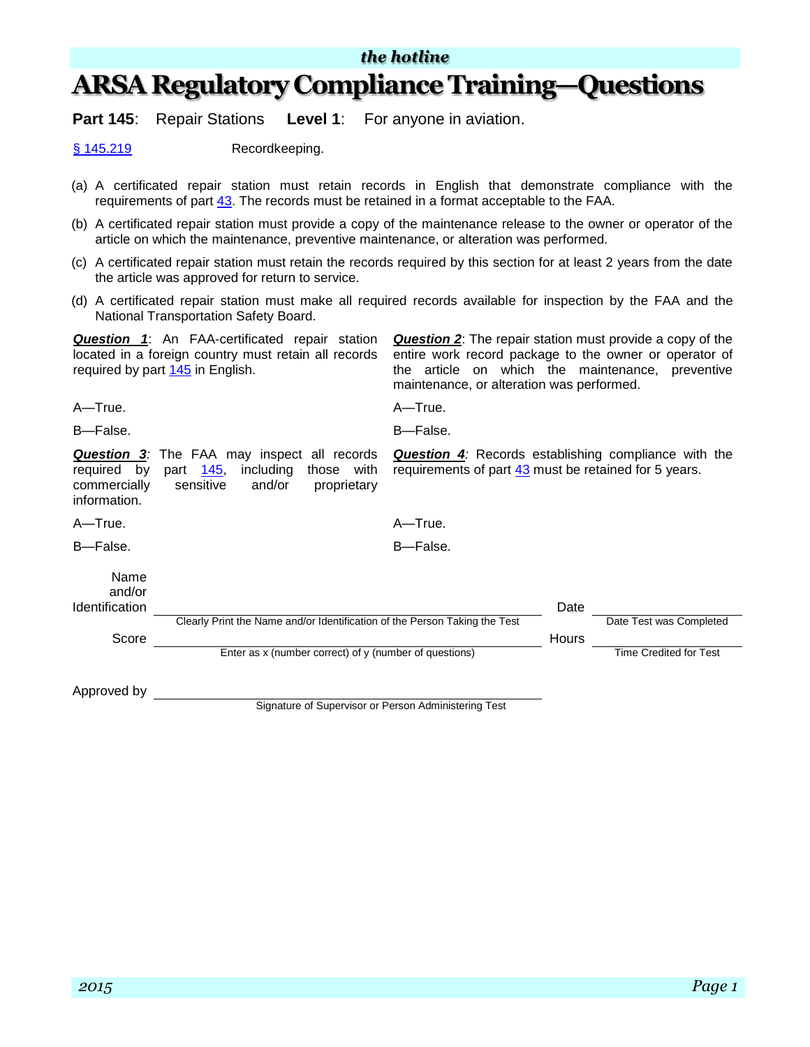*the hotline*

# ARSA Regulatory Compliance Training—Questions

**Part 145**: Repair Stations **Level 1**: For anyone in aviation.

§ 145.219 Recordkeeping.

(a) A certificated repair station must retain records in English that demonstrate compliance with the requirements of part 43. The records must be retained in a format acceptable to the FAA.

(b) A certificated repair station must provide a copy of the maintenance release to the owner or operator of the article on which the maintenance, preventive maintenance, or alteration was performed.

(c) A certificated repair station must retain the records required by this section for at least 2 years from the date the article was approved for return to service.

(d) A certificated repair station must make all required records available for inspection by the FAA and the National Transportation Safety Board.

***Question 1***: An FAA-certificated repair station located in a foreign country must retain all records required by part 145 in English.

A—True.

B—False.

***Question 2***: The repair station must provide a copy of the entire work record package to the owner or operator of the article on which the maintenance, preventive maintenance, or alteration was performed.

A—True.

B—False.

***Question 3***: The FAA may inspect all records required by part 145, including those with commercially sensitive and/or proprietary information.

A—True.

B—False.

***Question 4***: Records establishing compliance with the requirements of part 43 must be retained for 5 years.

A—True.

B—False.

Name and/or Identification ____________________
Clearly Print the Name and/or Identification of the Person Taking the Test

Date ____________________
Date Test was Completed

Score ____________________
Enter as x (number correct) of y (number of questions)

Hours ____________________
Time Credited for Test

Approved by ____________________
Signature of Supervisor or Person Administering Test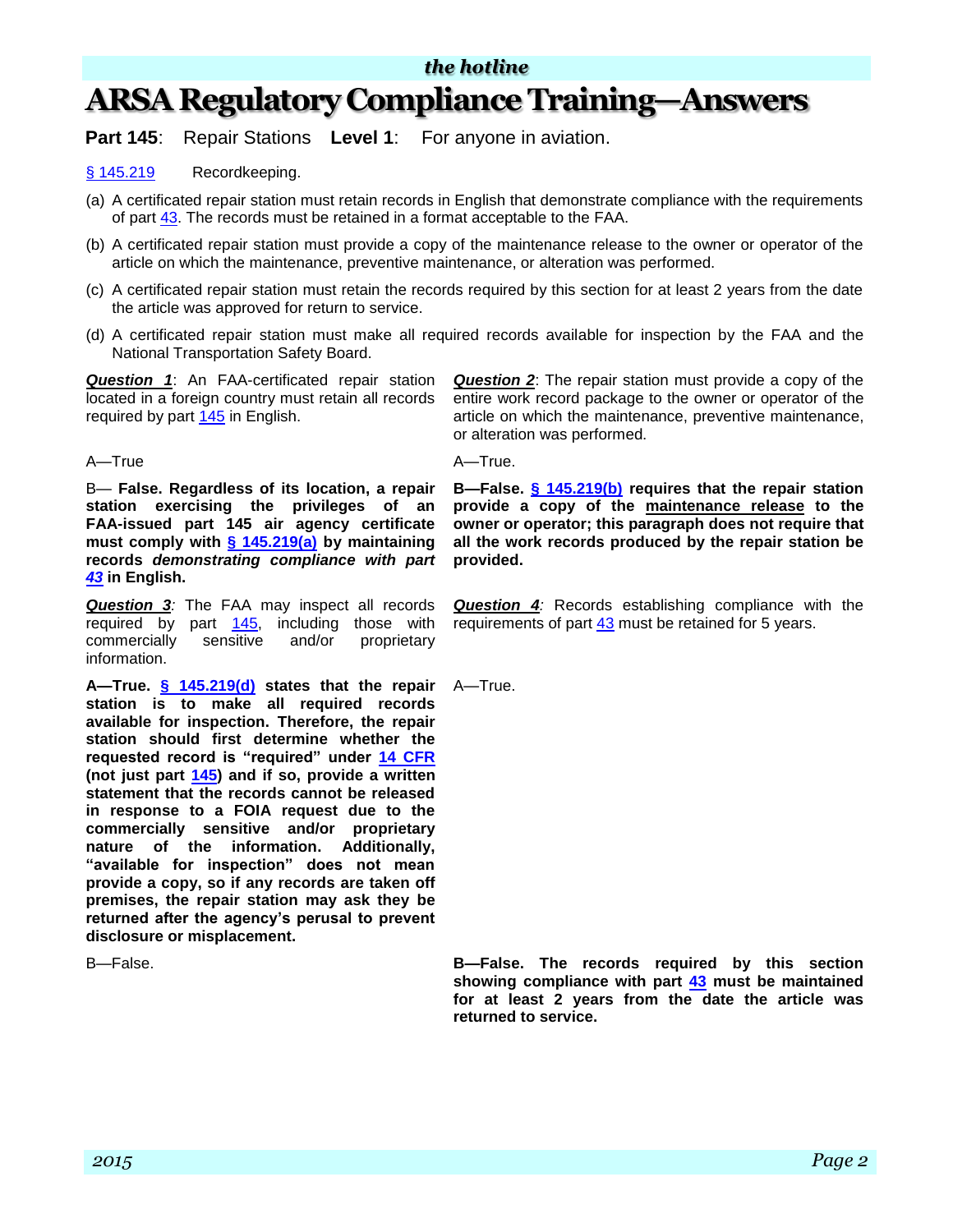# ARSA Regulatory Compliance Training—Answers

**Part 145**: Repair Stations **Level 1**: For anyone in aviation.

§ 145.219 Recordkeeping.

(a) A certificated repair station must retain records in English that demonstrate compliance with the requirements of part 43. The records must be retained in a format acceptable to the FAA.

(b) A certificated repair station must provide a copy of the maintenance release to the owner or operator of the article on which the maintenance, preventive maintenance, or alteration was performed.

(c) A certificated repair station must retain the records required by this section for at least 2 years from the date the article was approved for return to service.

(d) A certificated repair station must make all required records available for inspection by the FAA and the National Transportation Safety Board.

***Question 1***: An FAA-certificated repair station located in a foreign country must retain all records required by part 145 in English.

A—True

B— **False. Regardless of its location, a repair station exercising the privileges of an FAA-issued part 145 air agency certificate must comply with § 145.219(a) by maintaining records *demonstrating compliance with part 43* in English.**

***Question 2***: The repair station must provide a copy of the entire work record package to the owner or operator of the article on which the maintenance, preventive maintenance, or alteration was performed.

A—True.

**B—False. § 145.219(b) requires that the repair station provide a copy of the maintenance release to the owner or operator; this paragraph does not require that all the work records produced by the repair station be provided.**

***Question 3***: The FAA may inspect all records required by part 145, including those with commercially sensitive and/or proprietary information.

**A—True. § 145.219(d) states that the repair station is to make all required records available for inspection. Therefore, the repair station should first determine whether the requested record is "required" under 14 CFR (not just part 145) and if so, provide a written statement that the records cannot be released in response to a FOIA request due to the commercially sensitive and/or proprietary nature of the information. Additionally, "available for inspection" does not mean provide a copy, so if any records are taken off premises, the repair station may ask they be returned after the agency's perusal to prevent disclosure or misplacement.**

B—False.

***Question 4***: Records establishing compliance with the requirements of part 43 must be retained for 5 years.

A—True.

**B—False. The records required by this section showing compliance with part 43 must be maintained for at least 2 years from the date the article was returned to service.**